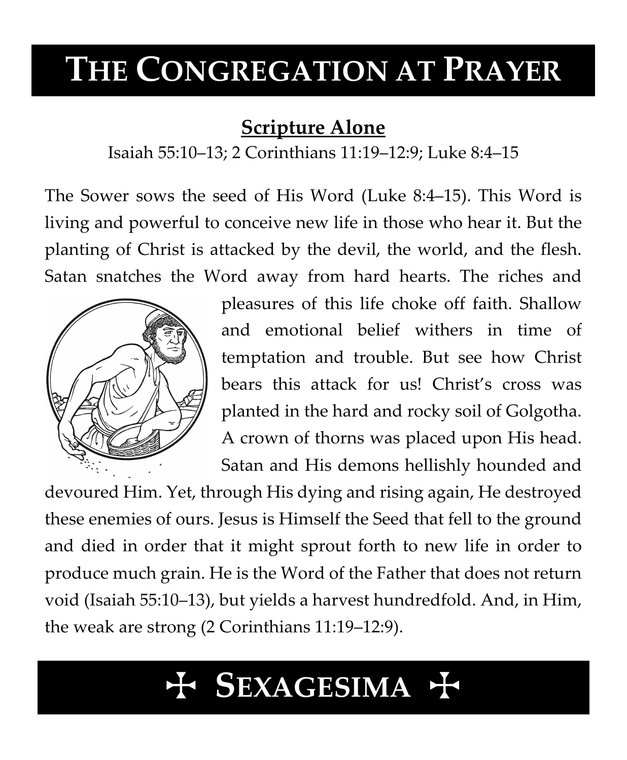# THE CONGREGATION AT PRAYER

## Scripture Alone

Isaiah 55:10–13; 2 Corinthians 11:19–12:9; Luke 8:4–15

The Sower sows the seed of His Word (Luke 8:4–15). This Word is living and powerful to conceive new life in those who hear it. But the planting of Christ is attacked by the devil, the world, and the flesh. Satan snatches the Word away from hard hearts. The riches and pleasures of this life choke off faith. Shallow and emotional belief withers in time of temptation and trouble. But see how Christ bears this attack for us! Christ's cross was planted in the hard and rocky soil of Golgotha. A crown of thorns was placed upon His head. Satan and His demons hellishly hounded and devoured Him. Yet, through His dying and rising again, He destroyed these enemies of ours. Jesus is Himself the Seed that fell to the ground and died in order that it might sprout forth to new life in order to produce much grain. He is the Word of the Father that does not return void (Isaiah 55:10–13), but yields a harvest hundredfold. And, in Him, the weak are strong (2 Corinthians 11:19–12:9).

# ✠ SEXAGESIMA ✠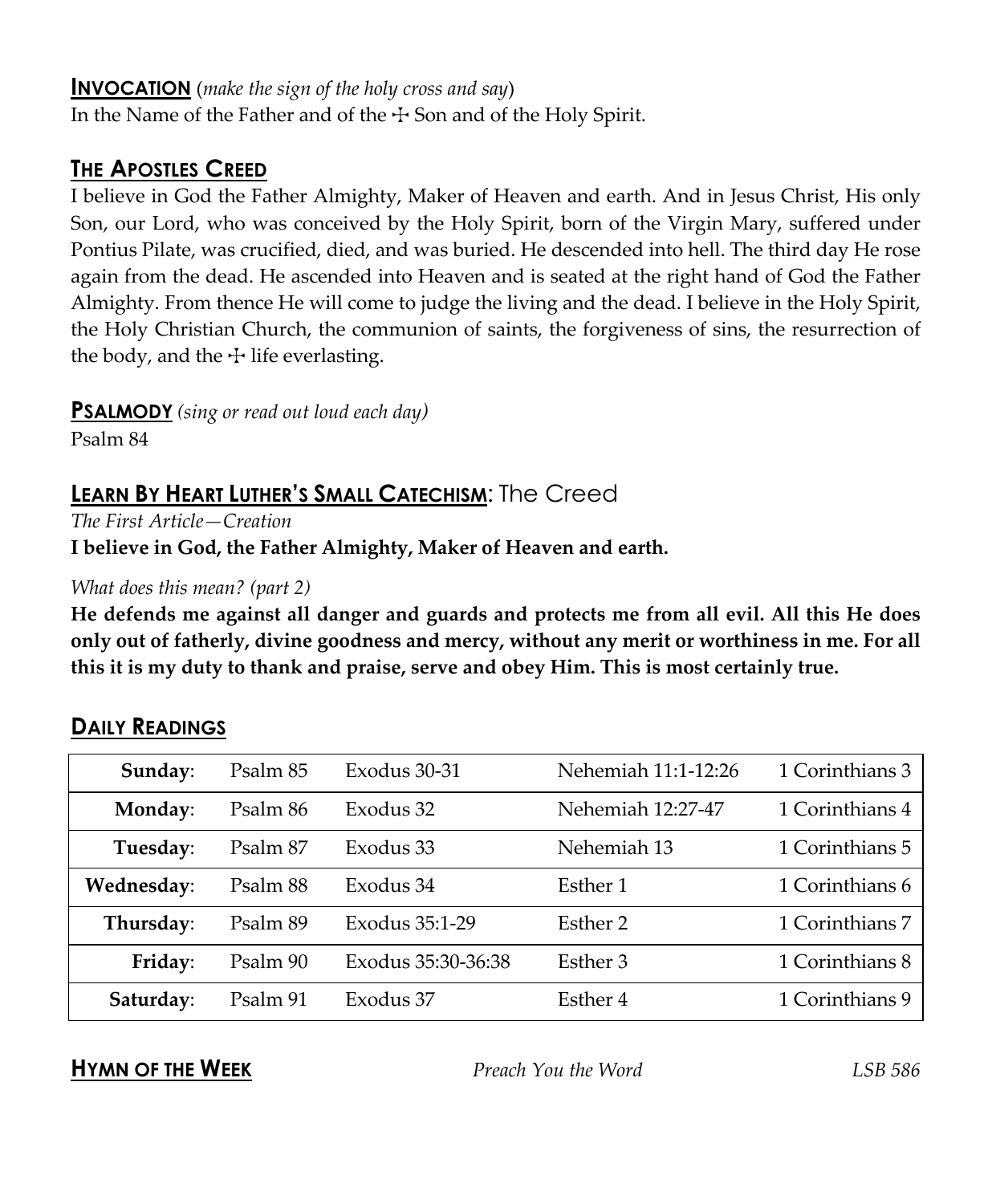## **INVOCATION** (*make the sign of the holy cross and say*)

In the Name of the Father and of the ☩ Son and of the Holy Spirit.

## **THE APOSTLES CREED**

I believe in God the Father Almighty, Maker of Heaven and earth. And in Jesus Christ, His only Son, our Lord, who was conceived by the Holy Spirit, born of the Virgin Mary, suffered under Pontius Pilate, was crucified, died, and was buried. He descended into hell. The third day He rose again from the dead. He ascended into Heaven and is seated at the right hand of God the Father Almighty. From thence He will come to judge the living and the dead. I believe in the Holy Spirit, the Holy Christian Church, the communion of saints, the forgiveness of sins, the resurrection of the body, and the ☩ life everlasting.

## **PSALMODY** *(sing or read out loud each day)*

Psalm 84

## **LEARN BY HEART LUTHER'S SMALL CATECHISM**: The Creed

*The First Article—Creation*

**I believe in God, the Father Almighty, Maker of Heaven and earth.**

*What does this mean? (part 2)*

**He defends me against all danger and guards and protects me from all evil. All this He does only out of fatherly, divine goodness and mercy, without any merit or worthiness in me. For all this it is my duty to thank and praise, serve and obey Him. This is most certainly true.**

## **DAILY READINGS**

| | | | | |
|---|---|---|---|---|
| **Sunday**: | Psalm 85 | Exodus 30-31 | Nehemiah 11:1-12:26 | 1 Corinthians 3 |
| **Monday**: | Psalm 86 | Exodus 32 | Nehemiah 12:27-47 | 1 Corinthians 4 |
| **Tuesday**: | Psalm 87 | Exodus 33 | Nehemiah 13 | 1 Corinthians 5 |
| **Wednesday**: | Psalm 88 | Exodus 34 | Esther 1 | 1 Corinthians 6 |
| **Thursday**: | Psalm 89 | Exodus 35:1-29 | Esther 2 | 1 Corinthians 7 |
| **Friday**: | Psalm 90 | Exodus 35:30-36:38 | Esther 3 | 1 Corinthians 8 |
| **Saturday**: | Psalm 91 | Exodus 37 | Esther 4 | 1 Corinthians 9 |

## **HYMN OF THE WEEK**

*Preach You the Word* *LSB 586*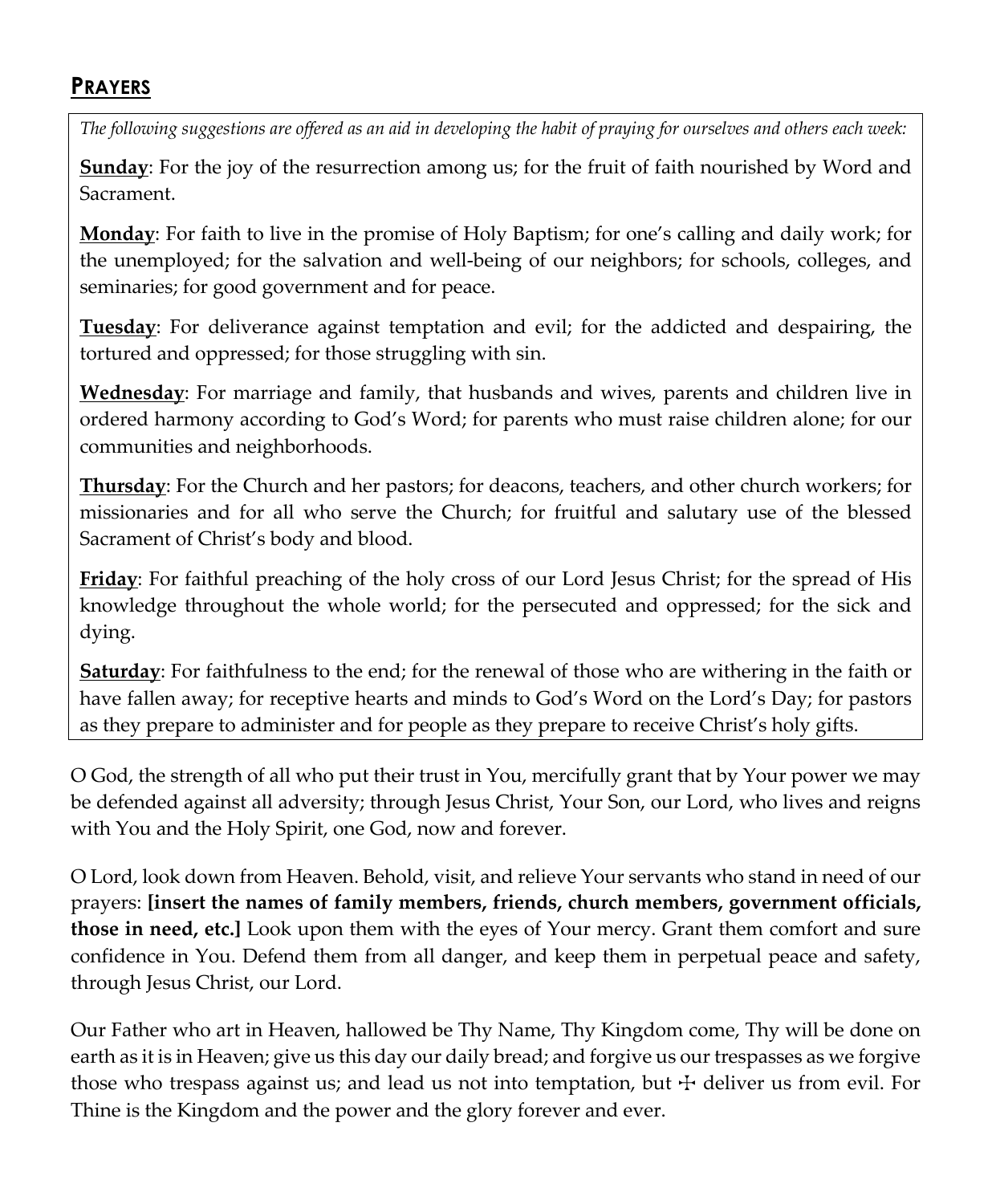## PRAYERS

*The following suggestions are offered as an aid in developing the habit of praying for ourselves and others each week:*

**Sunday**: For the joy of the resurrection among us; for the fruit of faith nourished by Word and Sacrament.

**Monday**: For faith to live in the promise of Holy Baptism; for one's calling and daily work; for the unemployed; for the salvation and well-being of our neighbors; for schools, colleges, and seminaries; for good government and for peace.

**Tuesday**: For deliverance against temptation and evil; for the addicted and despairing, the tortured and oppressed; for those struggling with sin.

**Wednesday**: For marriage and family, that husbands and wives, parents and children live in ordered harmony according to God's Word; for parents who must raise children alone; for our communities and neighborhoods.

**Thursday**: For the Church and her pastors; for deacons, teachers, and other church workers; for missionaries and for all who serve the Church; for fruitful and salutary use of the blessed Sacrament of Christ's body and blood.

**Friday**: For faithful preaching of the holy cross of our Lord Jesus Christ; for the spread of His knowledge throughout the whole world; for the persecuted and oppressed; for the sick and dying.

**Saturday**: For faithfulness to the end; for the renewal of those who are withering in the faith or have fallen away; for receptive hearts and minds to God's Word on the Lord's Day; for pastors as they prepare to administer and for people as they prepare to receive Christ's holy gifts.

O God, the strength of all who put their trust in You, mercifully grant that by Your power we may be defended against all adversity; through Jesus Christ, Your Son, our Lord, who lives and reigns with You and the Holy Spirit, one God, now and forever.

O Lord, look down from Heaven. Behold, visit, and relieve Your servants who stand in need of our prayers: **[insert the names of family members, friends, church members, government officials, those in need, etc.]** Look upon them with the eyes of Your mercy. Grant them comfort and sure confidence in You. Defend them from all danger, and keep them in perpetual peace and safety, through Jesus Christ, our Lord.

Our Father who art in Heaven, hallowed be Thy Name, Thy Kingdom come, Thy will be done on earth as it is in Heaven; give us this day our daily bread; and forgive us our trespasses as we forgive those who trespass against us; and lead us not into temptation, but ☩ deliver us from evil. For Thine is the Kingdom and the power and the glory forever and ever.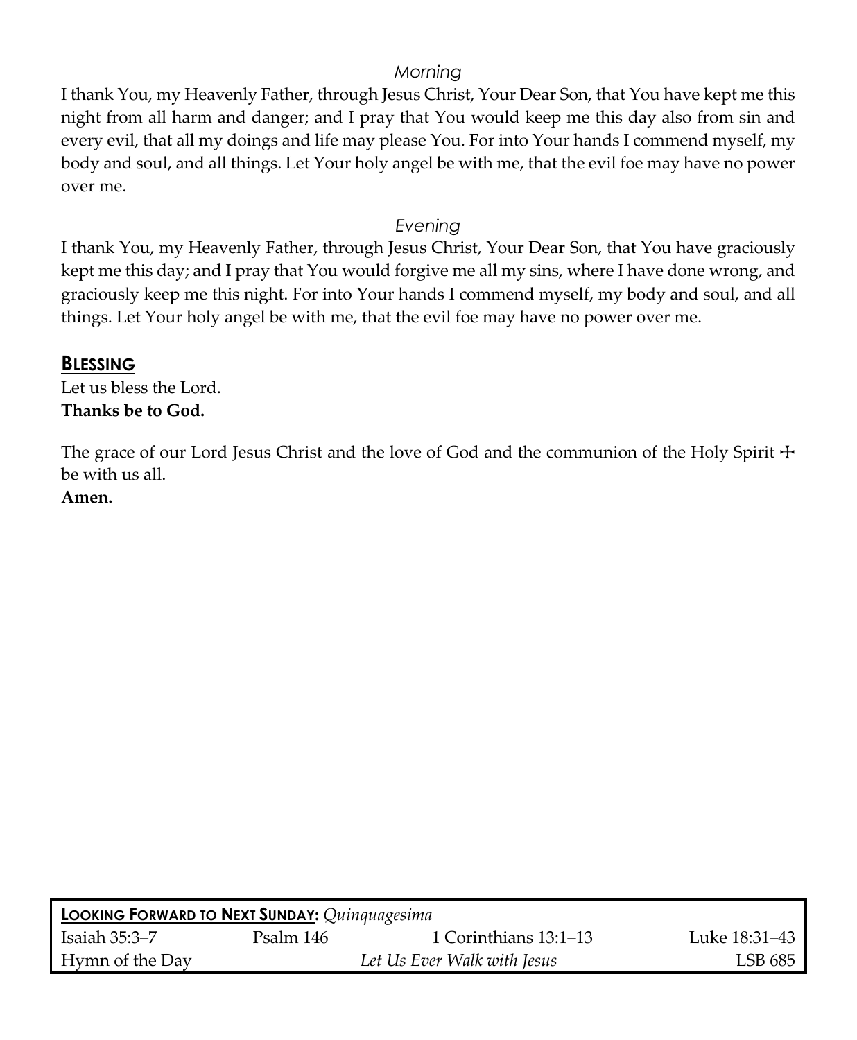*Morning*

I thank You, my Heavenly Father, through Jesus Christ, Your Dear Son, that You have kept me this night from all harm and danger; and I pray that You would keep me this day also from sin and every evil, that all my doings and life may please You. For into Your hands I commend myself, my body and soul, and all things. Let Your holy angel be with me, that the evil foe may have no power over me.

*Evening*

I thank You, my Heavenly Father, through Jesus Christ, Your Dear Son, that You have graciously kept me this day; and I pray that You would forgive me all my sins, where I have done wrong, and graciously keep me this night. For into Your hands I commend myself, my body and soul, and all things. Let Your holy angel be with me, that the evil foe may have no power over me.

## BLESSING

Let us bless the Lord.
**Thanks be to God.**

The grace of our Lord Jesus Christ and the love of God and the communion of the Holy Spirit ☩ be with us all.
**Amen.**

**LOOKING FORWARD TO NEXT SUNDAY:** *Quinquagesima*

| | | | |
|---|---|---|---|
| Isaiah 35:3–7 | Psalm 146 | 1 Corinthians 13:1–13 | Luke 18:31–43 |
| Hymn of the Day | | *Let Us Ever Walk with Jesus* | LSB 685 |